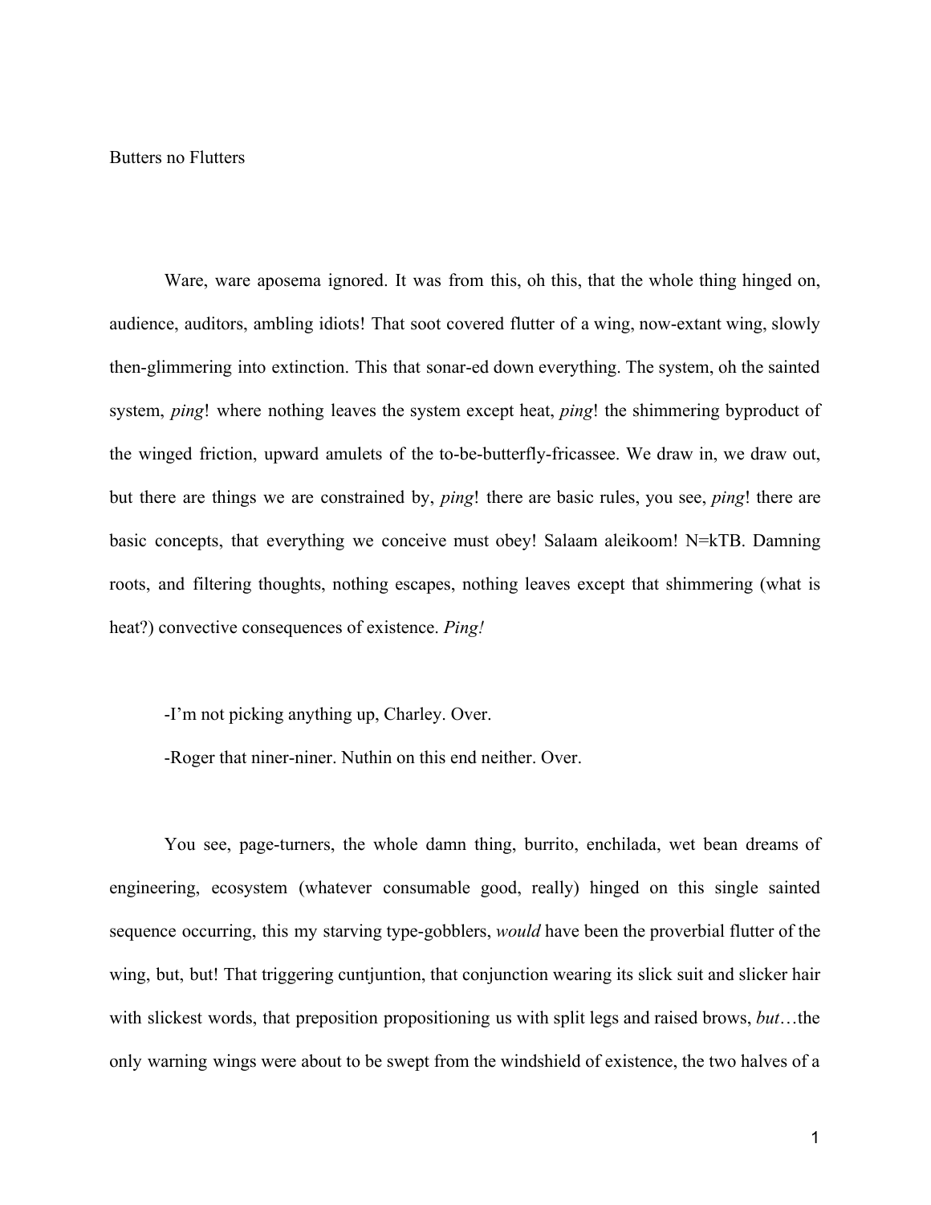# Butters no Flutters

Ware, ware aposema ignored. It was from this, oh this, that the whole thing hinged on, audience, auditors, ambling idiots! That soot covered flutter of a wing, now-extant wing, slowly then-glimmering into extinction. This that sonar-ed down everything. The system, oh the sainted system, *ping*! where nothing leaves the system except heat, *ping*! the shimmering byproduct of the winged friction, upward amulets of the to-be-butterfly-fricassee. We draw in, we draw out, but there are things we are constrained by, *ping*! there are basic rules, you see, *ping*! there are basic concepts, that everything we conceive must obey! Salaam aleikoom! N=kTB. Damning roots, and filtering thoughts, nothing escapes, nothing leaves except that shimmering (what is heat?) convective consequences of existence. *Ping!*

-I'm not picking anything up, Charley. Over.

-Roger that niner-niner. Nuthin on this end neither. Over.

You see, page-turners, the whole damn thing, burrito, enchilada, wet bean dreams of engineering, ecosystem (whatever consumable good, really) hinged on this single sainted sequence occurring, this my starving type-gobblers, *would* have been the proverbial flutter of the wing, but, but! That triggering cuntjuntion, that conjunction wearing its slick suit and slicker hair with slickest words, that preposition propositioning us with split legs and raised brows, *but*…the only warning wings were about to be swept from the windshield of existence, the two halves of a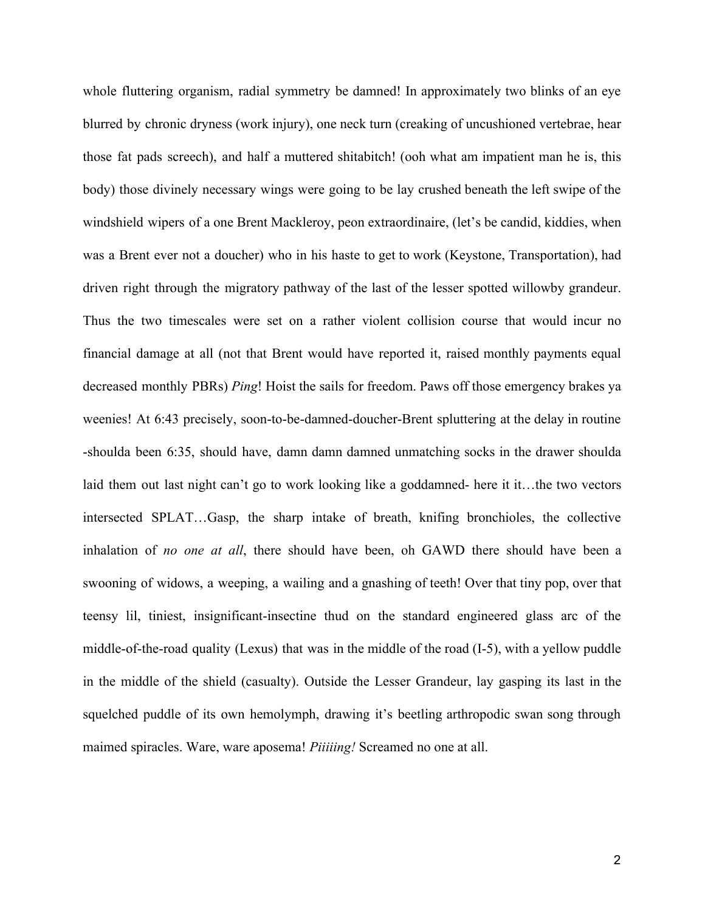whole fluttering organism, radial symmetry be damned! In approximately two blinks of an eye blurred by chronic dryness (work injury), one neck turn (creaking of uncushioned vertebrae, hear those fat pads screech), and half a muttered shitabitch! (ooh what am impatient man he is, this body) those divinely necessary wings were going to be lay crushed beneath the left swipe of the windshield wipers of a one Brent Mackleroy, peon extraordinaire, (let's be candid, kiddies, when was a Brent ever not a doucher) who in his haste to get to work (Keystone, Transportation), had driven right through the migratory pathway of the last of the lesser spotted willowby grandeur. Thus the two timescales were set on a rather violent collision course that would incur no financial damage at all (not that Brent would have reported it, raised monthly payments equal decreased monthly PBRs) *Ping*! Hoist the sails for freedom. Paws off those emergency brakes ya weenies! At 6:43 precisely, soon-to-be-damned-doucher-Brent spluttering at the delay in routine -shoulda been 6:35, should have, damn damn damned unmatching socks in the drawer shoulda laid them out last night can't go to work looking like a goddamned- here it it…the two vectors intersected SPLAT…Gasp, the sharp intake of breath, knifing bronchioles, the collective inhalation of *no one at all*, there should have been, oh GAWD there should have been a swooning of widows, a weeping, a wailing and a gnashing of teeth! Over that tiny pop, over that teensy lil, tiniest, insignificant-insectine thud on the standard engineered glass arc of the middle-of-the-road quality (Lexus) that was in the middle of the road (I-5), with a yellow puddle in the middle of the shield (casualty). Outside the Lesser Grandeur, lay gasping its last in the squelched puddle of its own hemolymph, drawing it's beetling arthropodic swan song through maimed spiracles. Ware, ware aposema! *Piiiiing!* Screamed no one at all.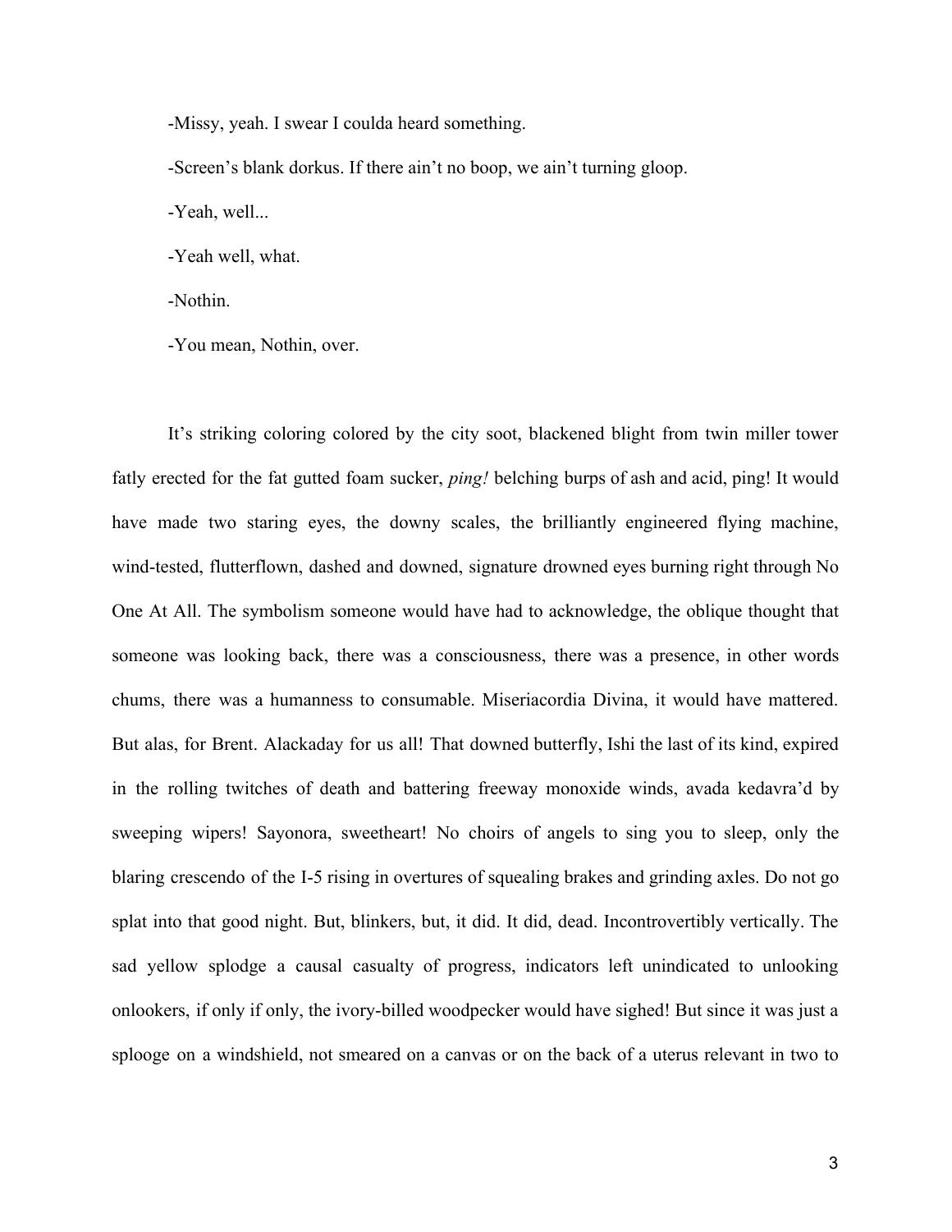-Missy, yeah. I swear I coulda heard something.

-Screen's blank dorkus. If there ain't no boop, we ain't turning gloop.

-Yeah, well...

-Yeah well, what.

-Nothin.

-You mean, Nothin, over.

It's striking coloring colored by the city soot, blackened blight from twin miller tower fatly erected for the fat gutted foam sucker, *ping!* belching burps of ash and acid, ping! It would have made two staring eyes, the downy scales, the brilliantly engineered flying machine, wind-tested, flutterflown, dashed and downed, signature drowned eyes burning right through No One At All. The symbolism someone would have had to acknowledge, the oblique thought that someone was looking back, there was a consciousness, there was a presence, in other words chums, there was a humanness to consumable. Miseriacordia Divina, it would have mattered. But alas, for Brent. Alackaday for us all! That downed butterfly, Ishi the last of its kind, expired in the rolling twitches of death and battering freeway monoxide winds, avada kedavra'd by sweeping wipers! Sayonora, sweetheart! No choirs of angels to sing you to sleep, only the blaring crescendo of the I-5 rising in overtures of squealing brakes and grinding axles. Do not go splat into that good night. But, blinkers, but, it did. It did, dead. Incontrovertibly vertically. The sad yellow splodge a causal casualty of progress, indicators left unindicated to unlooking onlookers, if only if only, the ivory-billed woodpecker would have sighed! But since it was just a splooge on a windshield, not smeared on a canvas or on the back of a uterus relevant in two to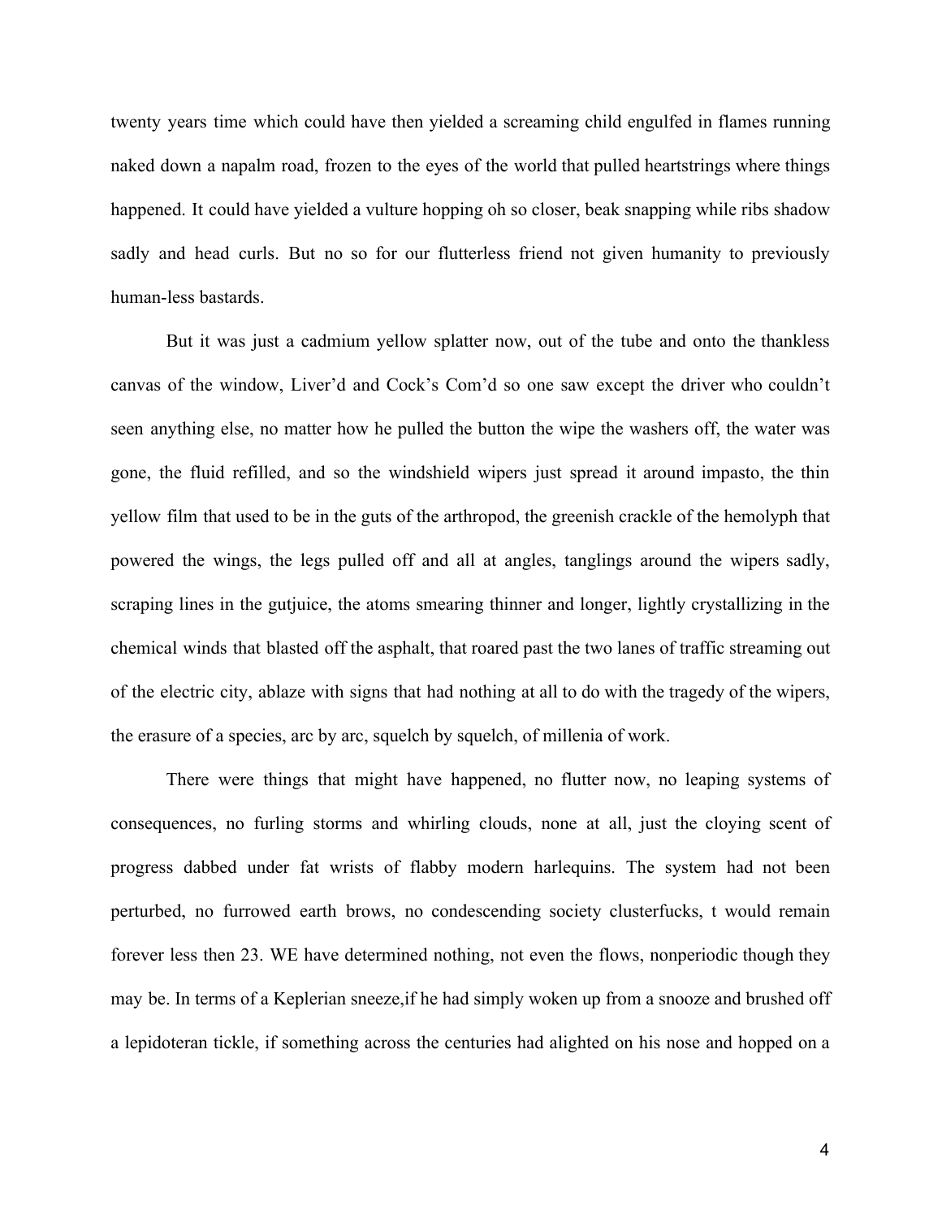twenty years time which could have then yielded a screaming child engulfed in flames running naked down a napalm road, frozen to the eyes of the world that pulled heartstrings where things happened. It could have yielded a vulture hopping oh so closer, beak snapping while ribs shadow sadly and head curls. But no so for our flutterless friend not given humanity to previously human-less bastards.

But it was just a cadmium yellow splatter now, out of the tube and onto the thankless canvas of the window, Liver'd and Cock's Com'd so one saw except the driver who couldn't seen anything else, no matter how he pulled the button the wipe the washers off, the water was gone, the fluid refilled, and so the windshield wipers just spread it around impasto, the thin yellow film that used to be in the guts of the arthropod, the greenish crackle of the hemolyph that powered the wings, the legs pulled off and all at angles, tanglings around the wipers sadly, scraping lines in the gutjuice, the atoms smearing thinner and longer, lightly crystallizing in the chemical winds that blasted off the asphalt, that roared past the two lanes of traffic streaming out of the electric city, ablaze with signs that had nothing at all to do with the tragedy of the wipers, the erasure of a species, arc by arc, squelch by squelch, of millenia of work.

There were things that might have happened, no flutter now, no leaping systems of consequences, no furling storms and whirling clouds, none at all, just the cloying scent of progress dabbed under fat wrists of flabby modern harlequins. The system had not been perturbed, no furrowed earth brows, no condescending society clusterfucks, t would remain forever less then 23. WE have determined nothing, not even the flows, nonperiodic though they may be. In terms of a Keplerian sneeze,if he had simply woken up from a snooze and brushed off a lepidoteran tickle, if something across the centuries had alighted on his nose and hopped on a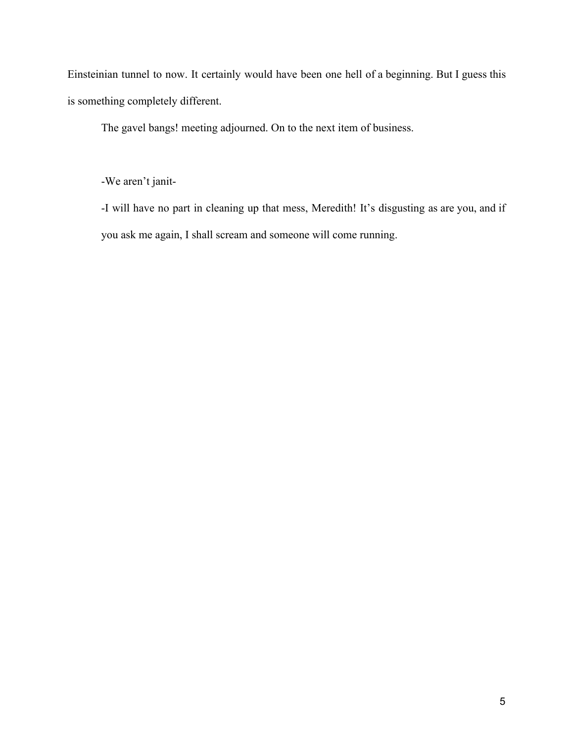Einsteinian tunnel to now. It certainly would have been one hell of a beginning. But I guess this is something completely different.

The gavel bangs! meeting adjourned. On to the next item of business.

-We aren't janit-

-I will have no part in cleaning up that mess, Meredith! It's disgusting as are you, and if you ask me again, I shall scream and someone will come running.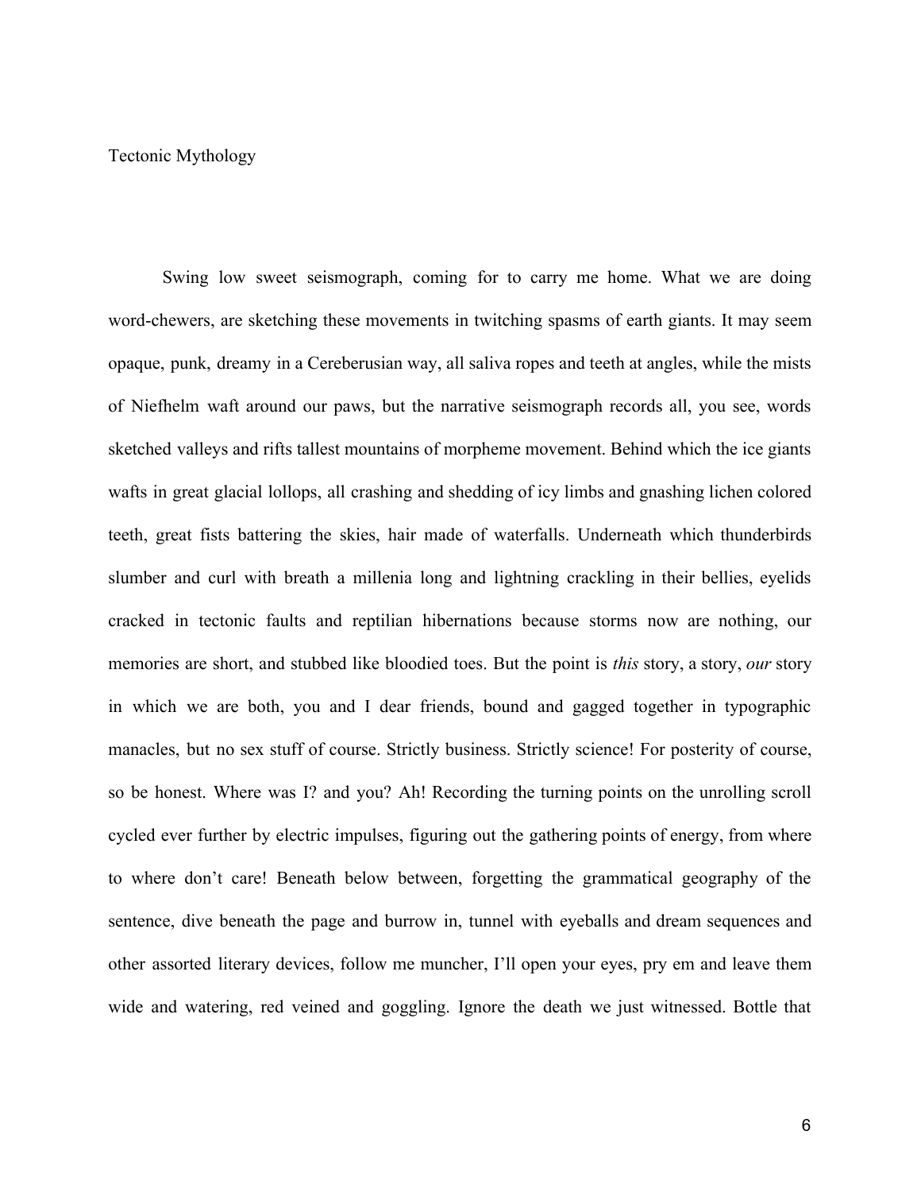Tectonic Mythology

Swing low sweet seismograph, coming for to carry me home. What we are doing word-chewers, are sketching these movements in twitching spasms of earth giants. It may seem opaque, punk, dreamy in a Cereberusian way, all saliva ropes and teeth at angles, while the mists of Niefhelm waft around our paws, but the narrative seismograph records all, you see, words sketched valleys and rifts tallest mountains of morpheme movement. Behind which the ice giants wafts in great glacial lollops, all crashing and shedding of icy limbs and gnashing lichen colored teeth, great fists battering the skies, hair made of waterfalls. Underneath which thunderbirds slumber and curl with breath a millenia long and lightning crackling in their bellies, eyelids cracked in tectonic faults and reptilian hibernations because storms now are nothing, our memories are short, and stubbed like bloodied toes. But the point is *this* story, a story, *our* story in which we are both, you and I dear friends, bound and gagged together in typographic manacles, but no sex stuff of course. Strictly business. Strictly science! For posterity of course, so be honest. Where was I? and you? Ah! Recording the turning points on the unrolling scroll cycled ever further by electric impulses, figuring out the gathering points of energy, from where to where don't care! Beneath below between, forgetting the grammatical geography of the sentence, dive beneath the page and burrow in, tunnel with eyeballs and dream sequences and other assorted literary devices, follow me muncher, I'll open your eyes, pry em and leave them wide and watering, red veined and goggling. Ignore the death we just witnessed. Bottle that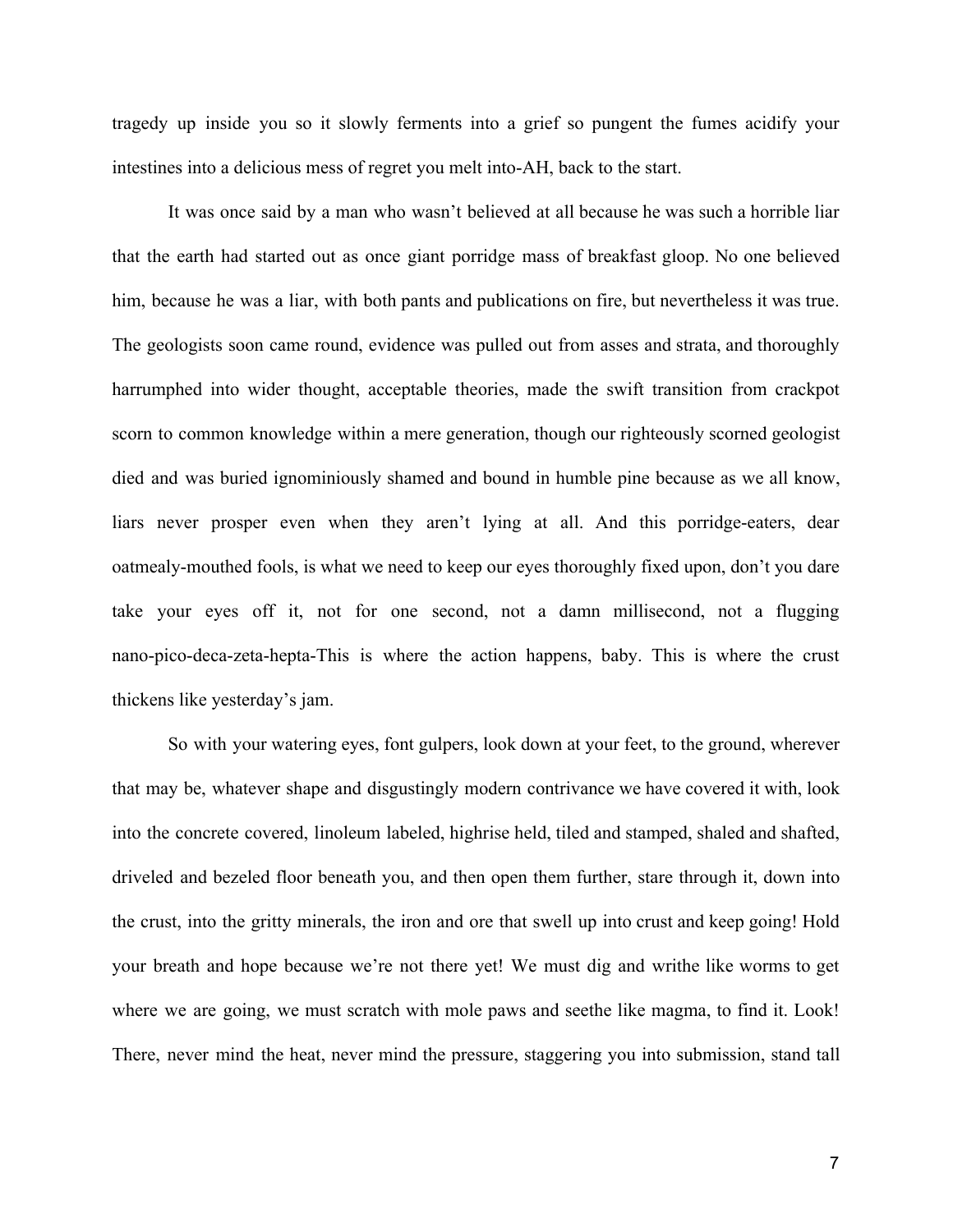tragedy up inside you so it slowly ferments into a grief so pungent the fumes acidify your intestines into a delicious mess of regret you melt into-AH, back to the start.

It was once said by a man who wasn't believed at all because he was such a horrible liar that the earth had started out as once giant porridge mass of breakfast gloop. No one believed him, because he was a liar, with both pants and publications on fire, but nevertheless it was true. The geologists soon came round, evidence was pulled out from asses and strata, and thoroughly harrumphed into wider thought, acceptable theories, made the swift transition from crackpot scorn to common knowledge within a mere generation, though our righteously scorned geologist died and was buried ignominiously shamed and bound in humble pine because as we all know, liars never prosper even when they aren't lying at all. And this porridge-eaters, dear oatmealy-mouthed fools, is what we need to keep our eyes thoroughly fixed upon, don't you dare take your eyes off it, not for one second, not a damn millisecond, not a flugging nano-pico-deca-zeta-hepta-This is where the action happens, baby. This is where the crust thickens like yesterday's jam.

So with your watering eyes, font gulpers, look down at your feet, to the ground, wherever that may be, whatever shape and disgustingly modern contrivance we have covered it with, look into the concrete covered, linoleum labeled, highrise held, tiled and stamped, shaled and shafted, driveled and bezeled floor beneath you, and then open them further, stare through it, down into the crust, into the gritty minerals, the iron and ore that swell up into crust and keep going! Hold your breath and hope because we're not there yet! We must dig and writhe like worms to get where we are going, we must scratch with mole paws and seethe like magma, to find it. Look! There, never mind the heat, never mind the pressure, staggering you into submission, stand tall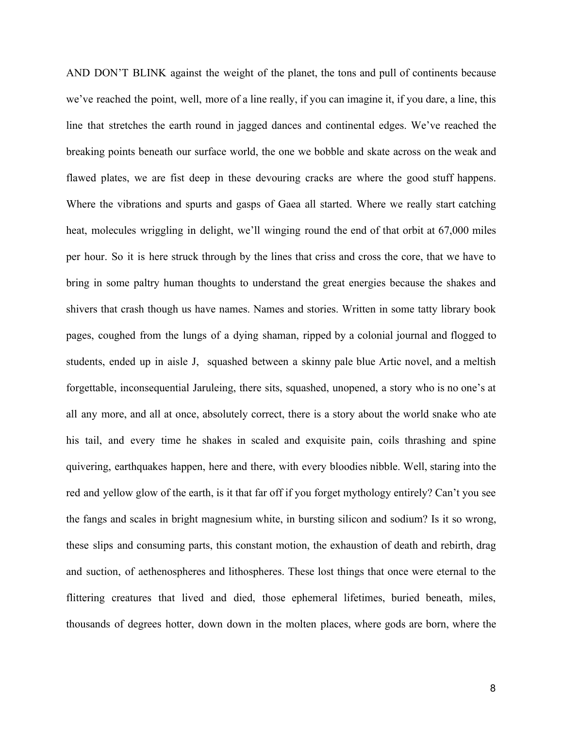AND DON'T BLINK against the weight of the planet, the tons and pull of continents because we've reached the point, well, more of a line really, if you can imagine it, if you dare, a line, this line that stretches the earth round in jagged dances and continental edges. We've reached the breaking points beneath our surface world, the one we bobble and skate across on the weak and flawed plates, we are fist deep in these devouring cracks are where the good stuff happens. Where the vibrations and spurts and gasps of Gaea all started. Where we really start catching heat, molecules wriggling in delight, we'll winging round the end of that orbit at 67,000 miles per hour. So it is here struck through by the lines that criss and cross the core, that we have to bring in some paltry human thoughts to understand the great energies because the shakes and shivers that crash though us have names. Names and stories. Written in some tatty library book pages, coughed from the lungs of a dying shaman, ripped by a colonial journal and flogged to students, ended up in aisle J, squashed between a skinny pale blue Artic novel, and a meltish forgettable, inconsequential Jaruleing, there sits, squashed, unopened, a story who is no one's at all any more, and all at once, absolutely correct, there is a story about the world snake who ate his tail, and every time he shakes in scaled and exquisite pain, coils thrashing and spine quivering, earthquakes happen, here and there, with every bloodies nibble. Well, staring into the red and yellow glow of the earth, is it that far off if you forget mythology entirely? Can't you see the fangs and scales in bright magnesium white, in bursting silicon and sodium? Is it so wrong, these slips and consuming parts, this constant motion, the exhaustion of death and rebirth, drag and suction, of aethenospheres and lithospheres. These lost things that once were eternal to the flittering creatures that lived and died, those ephemeral lifetimes, buried beneath, miles, thousands of degrees hotter, down down in the molten places, where gods are born, where the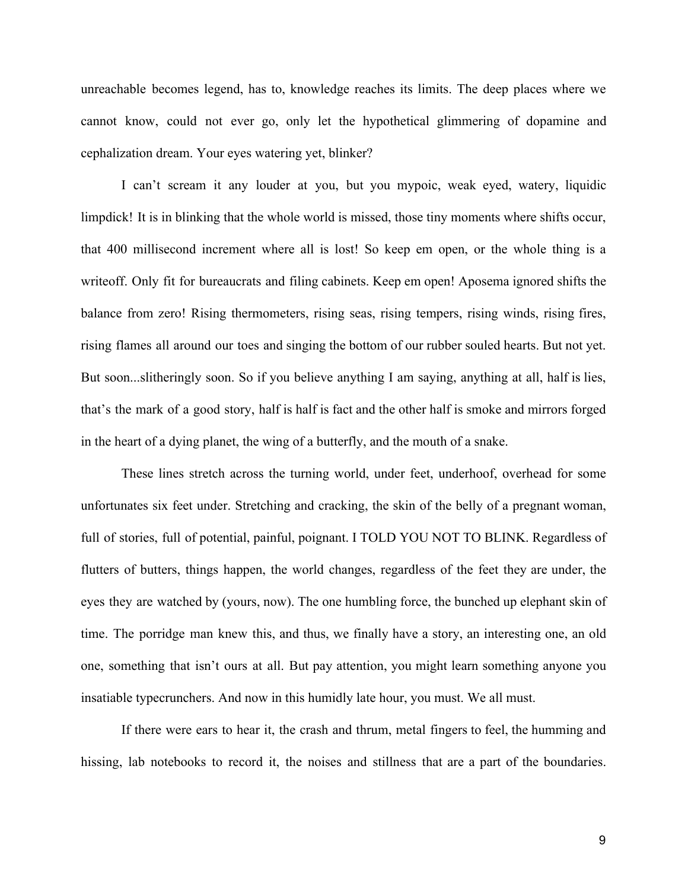unreachable becomes legend, has to, knowledge reaches its limits. The deep places where we cannot know, could not ever go, only let the hypothetical glimmering of dopamine and cephalization dream. Your eyes watering yet, blinker?

I can't scream it any louder at you, but you mypoic, weak eyed, watery, liquidic limpdick! It is in blinking that the whole world is missed, those tiny moments where shifts occur, that 400 millisecond increment where all is lost! So keep em open, or the whole thing is a writeoff. Only fit for bureaucrats and filing cabinets. Keep em open! Aposema ignored shifts the balance from zero! Rising thermometers, rising seas, rising tempers, rising winds, rising fires, rising flames all around our toes and singing the bottom of our rubber souled hearts. But not yet. But soon...slitheringly soon. So if you believe anything I am saying, anything at all, half is lies, that's the mark of a good story, half is half is fact and the other half is smoke and mirrors forged in the heart of a dying planet, the wing of a butterfly, and the mouth of a snake.

These lines stretch across the turning world, under feet, underhoof, overhead for some unfortunates six feet under. Stretching and cracking, the skin of the belly of a pregnant woman, full of stories, full of potential, painful, poignant. I TOLD YOU NOT TO BLINK. Regardless of flutters of butters, things happen, the world changes, regardless of the feet they are under, the eyes they are watched by (yours, now). The one humbling force, the bunched up elephant skin of time. The porridge man knew this, and thus, we finally have a story, an interesting one, an old one, something that isn't ours at all. But pay attention, you might learn something anyone you insatiable typecrunchers. And now in this humidly late hour, you must. We all must.

If there were ears to hear it, the crash and thrum, metal fingers to feel, the humming and hissing, lab notebooks to record it, the noises and stillness that are a part of the boundaries.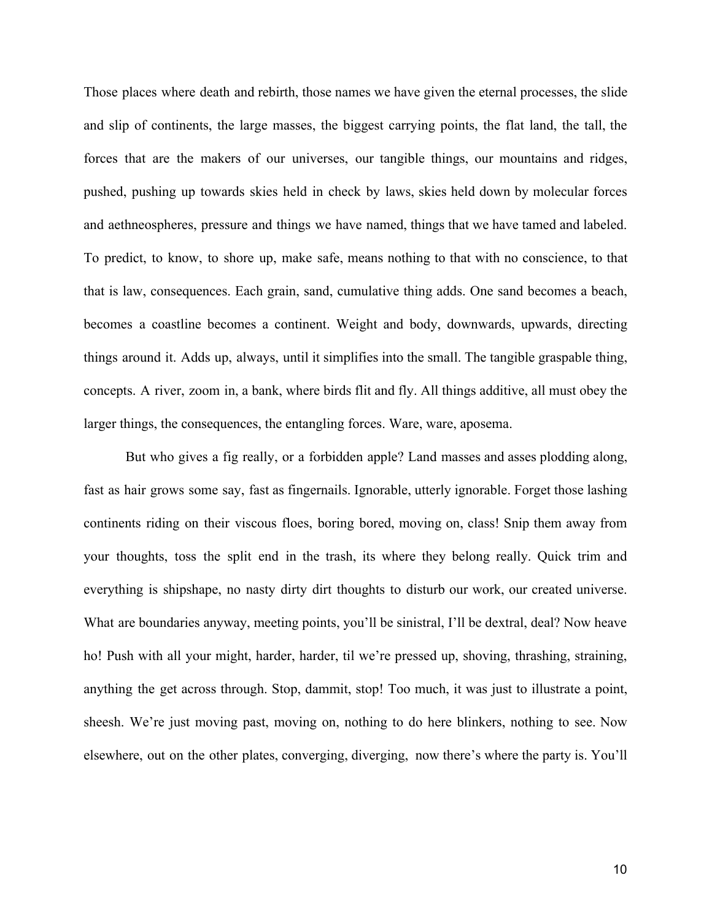Those places where death and rebirth, those names we have given the eternal processes, the slide and slip of continents, the large masses, the biggest carrying points, the flat land, the tall, the forces that are the makers of our universes, our tangible things, our mountains and ridges, pushed, pushing up towards skies held in check by laws, skies held down by molecular forces and aethneospheres, pressure and things we have named, things that we have tamed and labeled. To predict, to know, to shore up, make safe, means nothing to that with no conscience, to that that is law, consequences. Each grain, sand, cumulative thing adds. One sand becomes a beach, becomes a coastline becomes a continent. Weight and body, downwards, upwards, directing things around it. Adds up, always, until it simplifies into the small. The tangible graspable thing, concepts. A river, zoom in, a bank, where birds flit and fly. All things additive, all must obey the larger things, the consequences, the entangling forces. Ware, ware, aposema.

But who gives a fig really, or a forbidden apple? Land masses and asses plodding along, fast as hair grows some say, fast as fingernails. Ignorable, utterly ignorable. Forget those lashing continents riding on their viscous floes, boring bored, moving on, class! Snip them away from your thoughts, toss the split end in the trash, its where they belong really. Quick trim and everything is shipshape, no nasty dirty dirt thoughts to disturb our work, our created universe. What are boundaries anyway, meeting points, you'll be sinistral, I'll be dextral, deal? Now heave ho! Push with all your might, harder, harder, til we're pressed up, shoving, thrashing, straining, anything the get across through. Stop, dammit, stop! Too much, it was just to illustrate a point, sheesh. We're just moving past, moving on, nothing to do here blinkers, nothing to see. Now elsewhere, out on the other plates, converging, diverging, now there's where the party is. You'll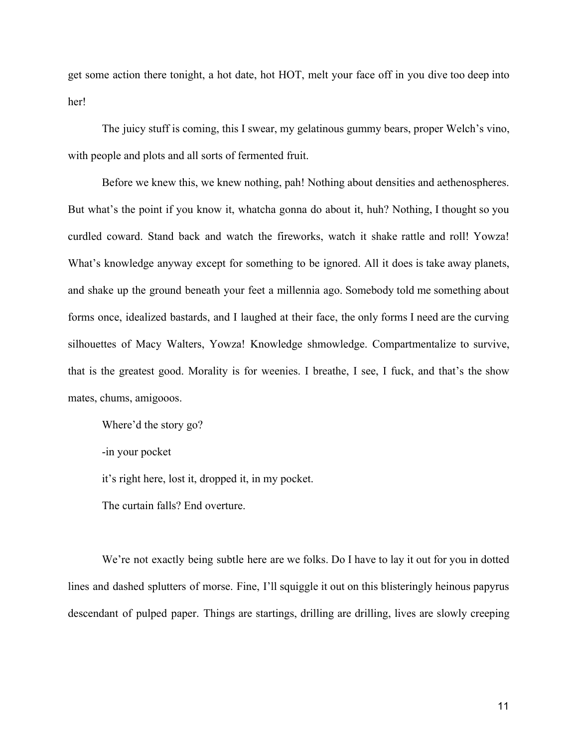get some action there tonight, a hot date, hot HOT, melt your face off in you dive too deep into her!

The juicy stuff is coming, this I swear, my gelatinous gummy bears, proper Welch's vino, with people and plots and all sorts of fermented fruit.

Before we knew this, we knew nothing, pah! Nothing about densities and aethenospheres. But what's the point if you know it, whatcha gonna do about it, huh? Nothing, I thought so you curdled coward. Stand back and watch the fireworks, watch it shake rattle and roll! Yowza! What's knowledge anyway except for something to be ignored. All it does is take away planets, and shake up the ground beneath your feet a millennia ago. Somebody told me something about forms once, idealized bastards, and I laughed at their face, the only forms I need are the curving silhouettes of Macy Walters, Yowza! Knowledge shmowledge. Compartmentalize to survive, that is the greatest good. Morality is for weenies. I breathe, I see, I fuck, and that's the show mates, chums, amigooos.

Where'd the story go?

-in your pocket

it's right here, lost it, dropped it, in my pocket.

The curtain falls? End overture.

We're not exactly being subtle here are we folks. Do I have to lay it out for you in dotted lines and dashed splutters of morse. Fine, I'll squiggle it out on this blisteringly heinous papyrus descendant of pulped paper. Things are startings, drilling are drilling, lives are slowly creeping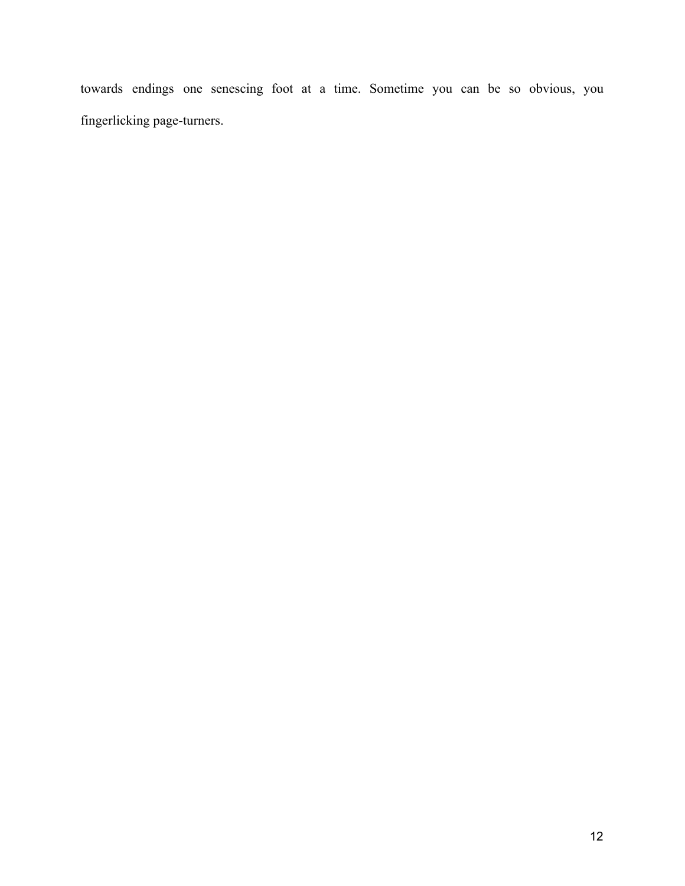towards endings one senescing foot at a time. Sometime you can be so obvious, you fingerlicking page-turners.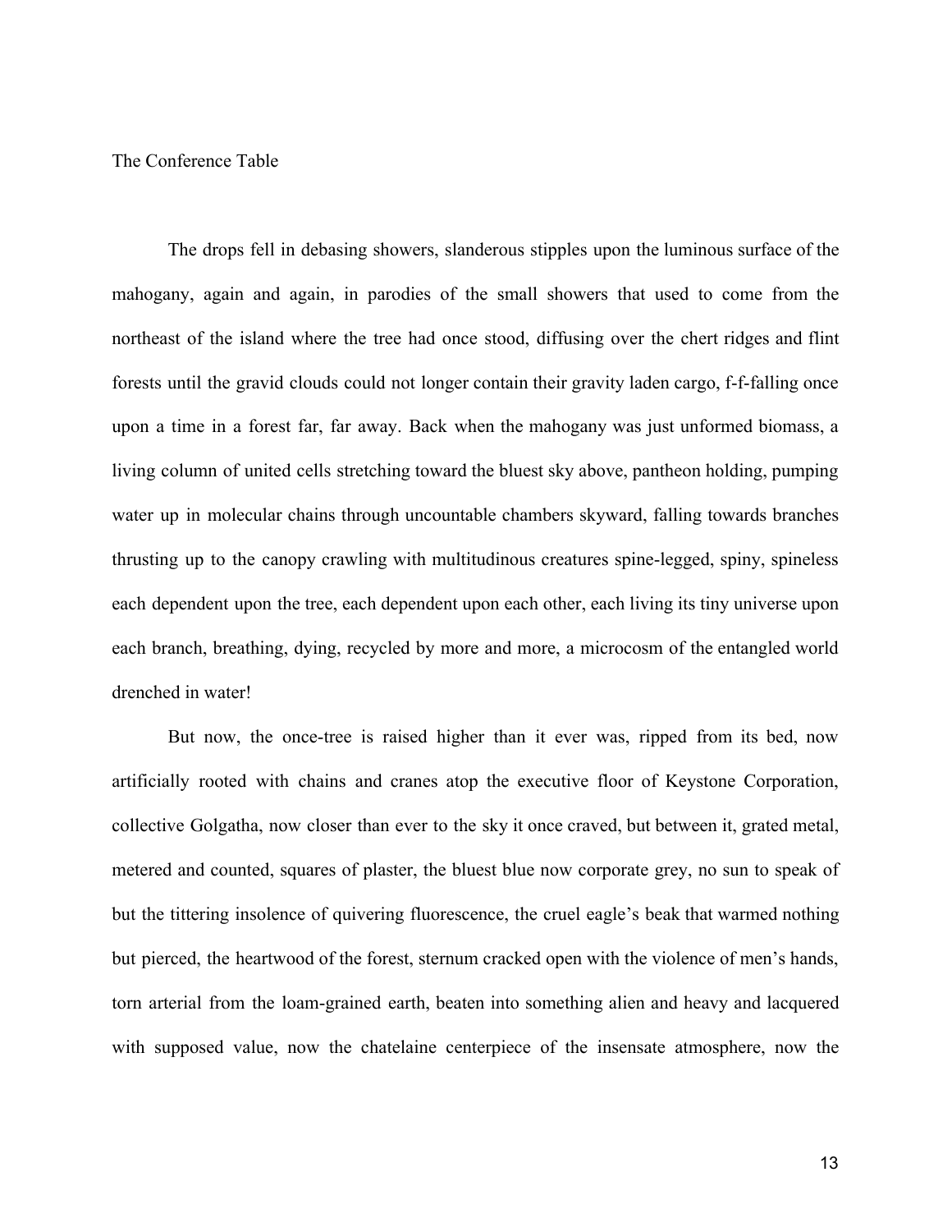# The Conference Table

The drops fell in debasing showers, slanderous stipples upon the luminous surface of the mahogany, again and again, in parodies of the small showers that used to come from the northeast of the island where the tree had once stood, diffusing over the chert ridges and flint forests until the gravid clouds could not longer contain their gravity laden cargo, f-f-falling once upon a time in a forest far, far away. Back when the mahogany was just unformed biomass, a living column of united cells stretching toward the bluest sky above, pantheon holding, pumping water up in molecular chains through uncountable chambers skyward, falling towards branches thrusting up to the canopy crawling with multitudinous creatures spine-legged, spiny, spineless each dependent upon the tree, each dependent upon each other, each living its tiny universe upon each branch, breathing, dying, recycled by more and more, a microcosm of the entangled world drenched in water!

But now, the once-tree is raised higher than it ever was, ripped from its bed, now artificially rooted with chains and cranes atop the executive floor of Keystone Corporation, collective Golgatha, now closer than ever to the sky it once craved, but between it, grated metal, metered and counted, squares of plaster, the bluest blue now corporate grey, no sun to speak of but the tittering insolence of quivering fluorescence, the cruel eagle's beak that warmed nothing but pierced, the heartwood of the forest, sternum cracked open with the violence of men's hands, torn arterial from the loam-grained earth, beaten into something alien and heavy and lacquered with supposed value, now the chatelaine centerpiece of the insensate atmosphere, now the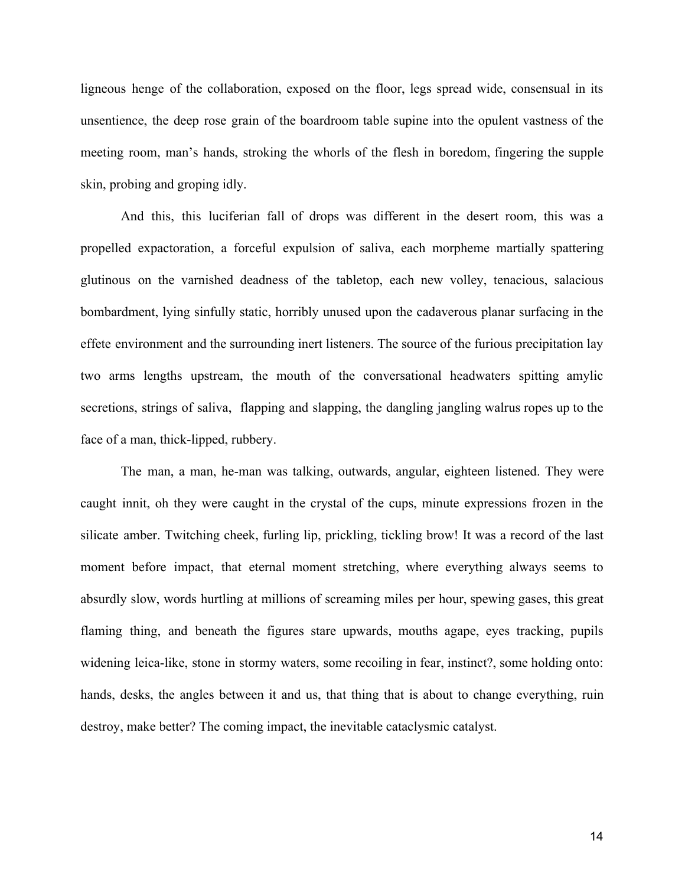ligneous henge of the collaboration, exposed on the floor, legs spread wide, consensual in its unsentience, the deep rose grain of the boardroom table supine into the opulent vastness of the meeting room, man's hands, stroking the whorls of the flesh in boredom, fingering the supple skin, probing and groping idly.

And this, this luciferian fall of drops was different in the desert room, this was a propelled expactoration, a forceful expulsion of saliva, each morpheme martially spattering glutinous on the varnished deadness of the tabletop, each new volley, tenacious, salacious bombardment, lying sinfully static, horribly unused upon the cadaverous planar surfacing in the effete environment and the surrounding inert listeners. The source of the furious precipitation lay two arms lengths upstream, the mouth of the conversational headwaters spitting amylic secretions, strings of saliva, flapping and slapping, the dangling jangling walrus ropes up to the face of a man, thick-lipped, rubbery.

The man, a man, he-man was talking, outwards, angular, eighteen listened. They were caught innit, oh they were caught in the crystal of the cups, minute expressions frozen in the silicate amber. Twitching cheek, furling lip, prickling, tickling brow! It was a record of the last moment before impact, that eternal moment stretching, where everything always seems to absurdly slow, words hurtling at millions of screaming miles per hour, spewing gases, this great flaming thing, and beneath the figures stare upwards, mouths agape, eyes tracking, pupils widening leica-like, stone in stormy waters, some recoiling in fear, instinct?, some holding onto: hands, desks, the angles between it and us, that thing that is about to change everything, ruin destroy, make better? The coming impact, the inevitable cataclysmic catalyst.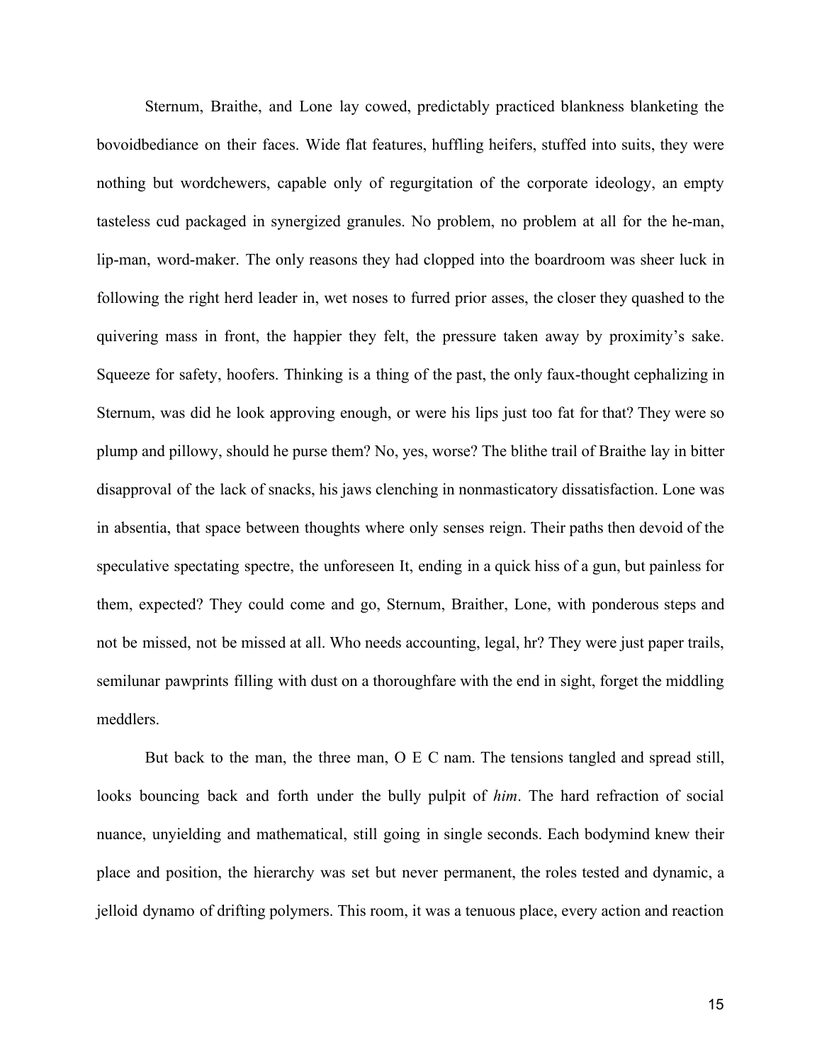Sternum, Braithe, and Lone lay cowed, predictably practiced blankness blanketing the bovoidbediance on their faces. Wide flat features, huffling heifers, stuffed into suits, they were nothing but wordchewers, capable only of regurgitation of the corporate ideology, an empty tasteless cud packaged in synergized granules. No problem, no problem at all for the he-man, lip-man, word-maker. The only reasons they had clopped into the boardroom was sheer luck in following the right herd leader in, wet noses to furred prior asses, the closer they quashed to the quivering mass in front, the happier they felt, the pressure taken away by proximity's sake. Squeeze for safety, hoofers. Thinking is a thing of the past, the only faux-thought cephalizing in Sternum, was did he look approving enough, or were his lips just too fat for that? They were so plump and pillowy, should he purse them? No, yes, worse? The blithe trail of Braithe lay in bitter disapproval of the lack of snacks, his jaws clenching in nonmasticatory dissatisfaction. Lone was in absentia, that space between thoughts where only senses reign. Their paths then devoid of the speculative spectating spectre, the unforeseen It, ending in a quick hiss of a gun, but painless for them, expected? They could come and go, Sternum, Braither, Lone, with ponderous steps and not be missed, not be missed at all. Who needs accounting, legal, hr? They were just paper trails, semilunar pawprints filling with dust on a thoroughfare with the end in sight, forget the middling meddlers.

But back to the man, the three man, O E C nam. The tensions tangled and spread still, looks bouncing back and forth under the bully pulpit of *him*. The hard refraction of social nuance, unyielding and mathematical, still going in single seconds. Each bodymind knew their place and position, the hierarchy was set but never permanent, the roles tested and dynamic, a jelloid dynamo of drifting polymers. This room, it was a tenuous place, every action and reaction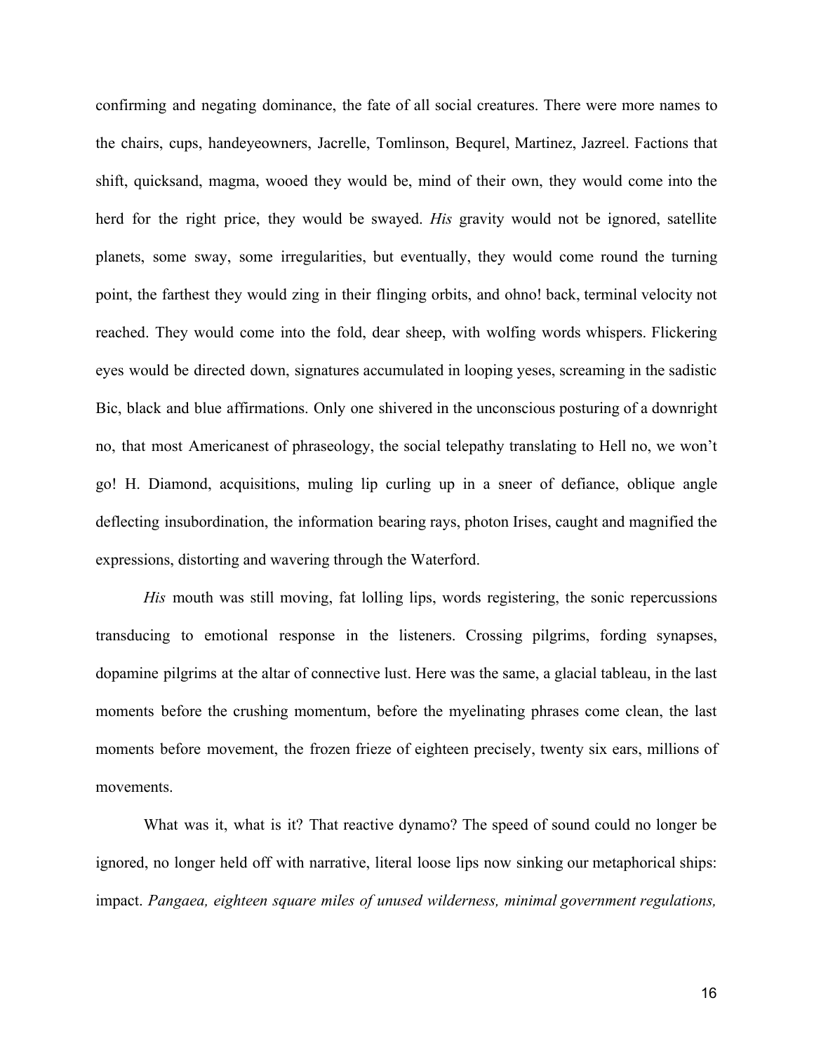confirming and negating dominance, the fate of all social creatures. There were more names to the chairs, cups, handeyeowners, Jacrelle, Tomlinson, Bequrel, Martinez, Jazreel. Factions that shift, quicksand, magma, wooed they would be, mind of their own, they would come into the herd for the right price, they would be swayed. *His* gravity would not be ignored, satellite planets, some sway, some irregularities, but eventually, they would come round the turning point, the farthest they would zing in their flinging orbits, and ohno! back, terminal velocity not reached. They would come into the fold, dear sheep, with wolfing words whispers. Flickering eyes would be directed down, signatures accumulated in looping yeses, screaming in the sadistic Bic, black and blue affirmations. Only one shivered in the unconscious posturing of a downright no, that most Americanest of phraseology, the social telepathy translating to Hell no, we won't go! H. Diamond, acquisitions, muling lip curling up in a sneer of defiance, oblique angle deflecting insubordination, the information bearing rays, photon Irises, caught and magnified the expressions, distorting and wavering through the Waterford.

*His* mouth was still moving, fat lolling lips, words registering, the sonic repercussions transducing to emotional response in the listeners. Crossing pilgrims, fording synapses, dopamine pilgrims at the altar of connective lust. Here was the same, a glacial tableau, in the last moments before the crushing momentum, before the myelinating phrases come clean, the last moments before movement, the frozen frieze of eighteen precisely, twenty six ears, millions of movements.

What was it, what is it? That reactive dynamo? The speed of sound could no longer be ignored, no longer held off with narrative, literal loose lips now sinking our metaphorical ships: impact. *Pangaea, eighteen square miles of unused wilderness, minimal government regulations,*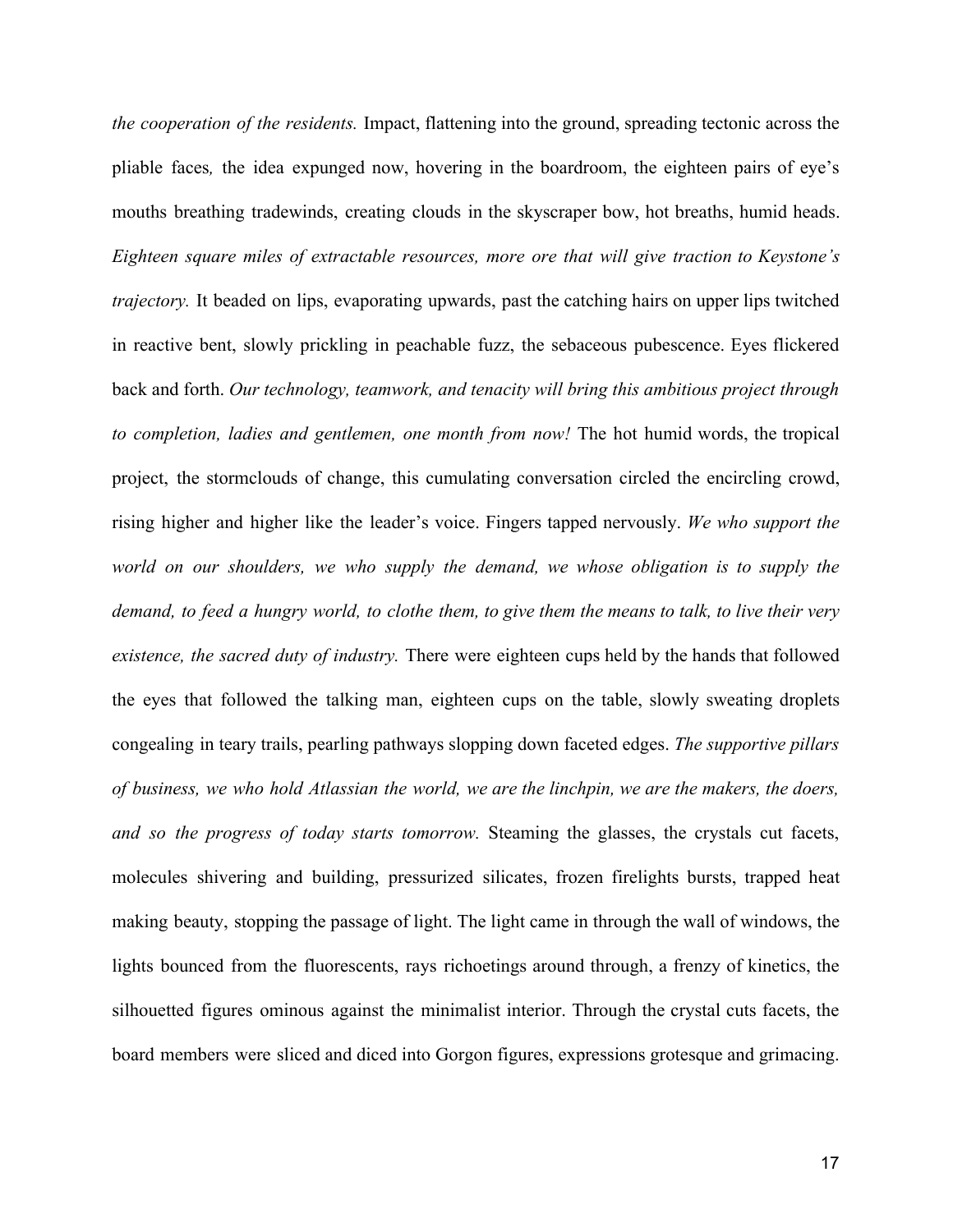*the cooperation of the residents.* Impact, flattening into the ground, spreading tectonic across the pliable faces*,* the idea expunged now, hovering in the boardroom, the eighteen pairs of eye's mouths breathing tradewinds, creating clouds in the skyscraper bow, hot breaths, humid heads. *Eighteen square miles of extractable resources, more ore that will give traction to Keystone's trajectory.* It beaded on lips, evaporating upwards, past the catching hairs on upper lips twitched in reactive bent, slowly prickling in peachable fuzz, the sebaceous pubescence. Eyes flickered back and forth. *Our technology, teamwork, and tenacity will bring this ambitious project through to completion, ladies and gentlemen, one month from now!* The hot humid words, the tropical project, the stormclouds of change, this cumulating conversation circled the encircling crowd, rising higher and higher like the leader's voice. Fingers tapped nervously. *We who support the world on our shoulders, we who supply the demand, we whose obligation is to supply the demand, to feed a hungry world, to clothe them, to give them the means to talk, to live their very existence, the sacred duty of industry.* There were eighteen cups held by the hands that followed the eyes that followed the talking man, eighteen cups on the table, slowly sweating droplets congealing in teary trails, pearling pathways slopping down faceted edges. *The supportive pillars of business, we who hold Atlassian the world, we are the linchpin, we are the makers, the doers, and so the progress of today starts tomorrow.* Steaming the glasses, the crystals cut facets, molecules shivering and building, pressurized silicates, frozen firelights bursts, trapped heat making beauty, stopping the passage of light. The light came in through the wall of windows, the lights bounced from the fluorescents, rays richoetings around through, a frenzy of kinetics, the silhouetted figures ominous against the minimalist interior. Through the crystal cuts facets, the board members were sliced and diced into Gorgon figures, expressions grotesque and grimacing.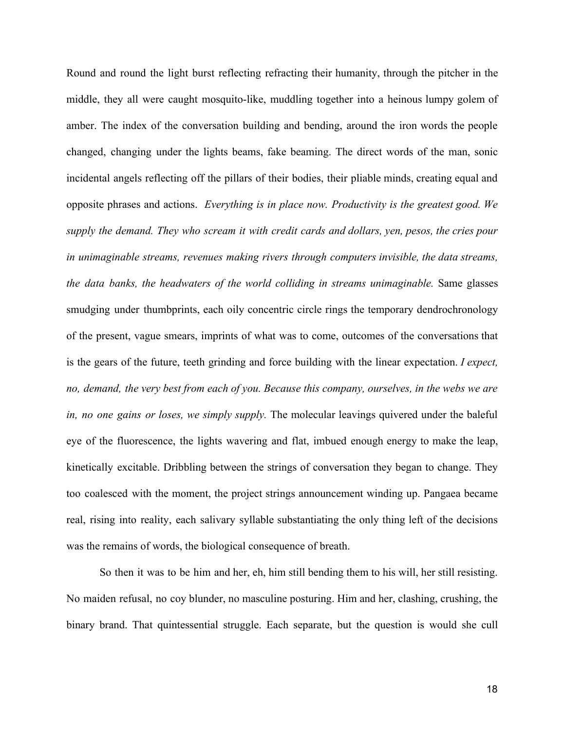Round and round the light burst reflecting refracting their humanity, through the pitcher in the middle, they all were caught mosquito-like, muddling together into a heinous lumpy golem of amber. The index of the conversation building and bending, around the iron words the people changed, changing under the lights beams, fake beaming. The direct words of the man, sonic incidental angels reflecting off the pillars of their bodies, their pliable minds, creating equal and opposite phrases and actions. *Everything is in place now. Productivity is the greatest good. We supply the demand. They who scream it with credit cards and dollars, yen, pesos, the cries pour in unimaginable streams, revenues making rivers through computers invisible, the data streams, the data banks, the headwaters of the world colliding in streams unimaginable.* Same glasses smudging under thumbprints, each oily concentric circle rings the temporary dendrochronology of the present, vague smears, imprints of what was to come, outcomes of the conversations that is the gears of the future, teeth grinding and force building with the linear expectation. *I expect, no, demand, the very best from each of you. Because this company, ourselves, in the webs we are in, no one gains or loses, we simply supply.* The molecular leavings quivered under the baleful eye of the fluorescence, the lights wavering and flat, imbued enough energy to make the leap, kinetically excitable. Dribbling between the strings of conversation they began to change. They too coalesced with the moment, the project strings announcement winding up. Pangaea became real, rising into reality, each salivary syllable substantiating the only thing left of the decisions was the remains of words, the biological consequence of breath.

So then it was to be him and her, eh, him still bending them to his will, her still resisting. No maiden refusal, no coy blunder, no masculine posturing. Him and her, clashing, crushing, the binary brand. That quintessential struggle. Each separate, but the question is would she cull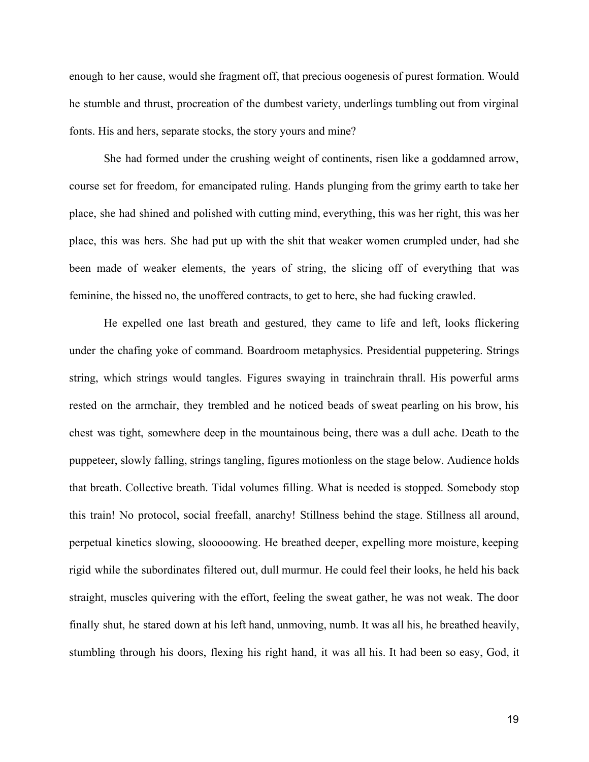enough to her cause, would she fragment off, that precious oogenesis of purest formation. Would he stumble and thrust, procreation of the dumbest variety, underlings tumbling out from virginal fonts. His and hers, separate stocks, the story yours and mine?

She had formed under the crushing weight of continents, risen like a goddamned arrow, course set for freedom, for emancipated ruling. Hands plunging from the grimy earth to take her place, she had shined and polished with cutting mind, everything, this was her right, this was her place, this was hers. She had put up with the shit that weaker women crumpled under, had she been made of weaker elements, the years of string, the slicing off of everything that was feminine, the hissed no, the unoffered contracts, to get to here, she had fucking crawled.

He expelled one last breath and gestured, they came to life and left, looks flickering under the chafing yoke of command. Boardroom metaphysics. Presidential puppetering. Strings string, which strings would tangles. Figures swaying in trainchrain thrall. His powerful arms rested on the armchair, they trembled and he noticed beads of sweat pearling on his brow, his chest was tight, somewhere deep in the mountainous being, there was a dull ache. Death to the puppeteer, slowly falling, strings tangling, figures motionless on the stage below. Audience holds that breath. Collective breath. Tidal volumes filling. What is needed is stopped. Somebody stop this train! No protocol, social freefall, anarchy! Stillness behind the stage. Stillness all around, perpetual kinetics slowing, slooooowing. He breathed deeper, expelling more moisture, keeping rigid while the subordinates filtered out, dull murmur. He could feel their looks, he held his back straight, muscles quivering with the effort, feeling the sweat gather, he was not weak. The door finally shut, he stared down at his left hand, unmoving, numb. It was all his, he breathed heavily, stumbling through his doors, flexing his right hand, it was all his. It had been so easy, God, it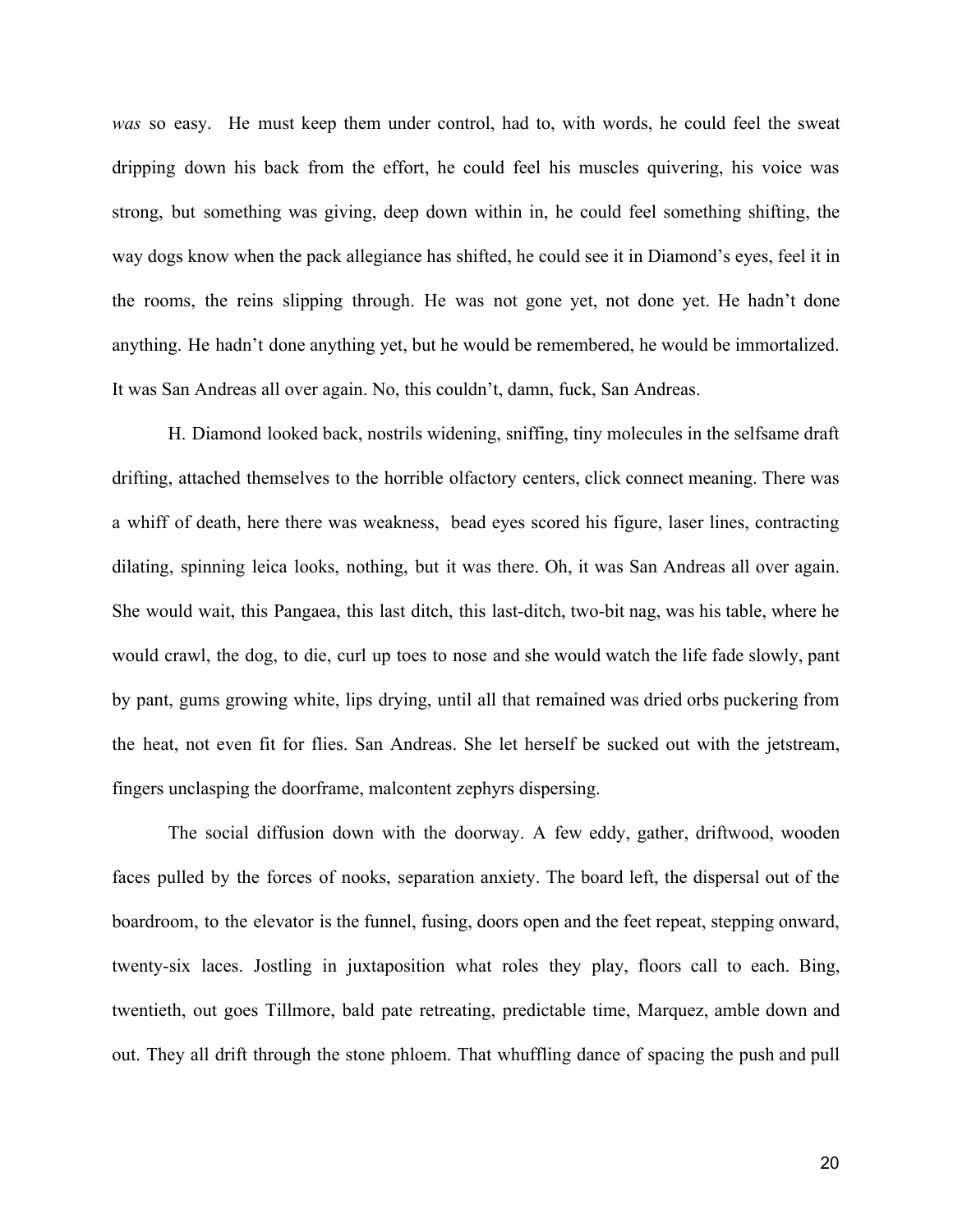*was* so easy. He must keep them under control, had to, with words, he could feel the sweat dripping down his back from the effort, he could feel his muscles quivering, his voice was strong, but something was giving, deep down within in, he could feel something shifting, the way dogs know when the pack allegiance has shifted, he could see it in Diamond's eyes, feel it in the rooms, the reins slipping through. He was not gone yet, not done yet. He hadn't done anything. He hadn't done anything yet, but he would be remembered, he would be immortalized. It was San Andreas all over again. No, this couldn't, damn, fuck, San Andreas.

H. Diamond looked back, nostrils widening, sniffing, tiny molecules in the selfsame draft drifting, attached themselves to the horrible olfactory centers, click connect meaning. There was a whiff of death, here there was weakness, bead eyes scored his figure, laser lines, contracting dilating, spinning leica looks, nothing, but it was there. Oh, it was San Andreas all over again. She would wait, this Pangaea, this last ditch, this last-ditch, two-bit nag, was his table, where he would crawl, the dog, to die, curl up toes to nose and she would watch the life fade slowly, pant by pant, gums growing white, lips drying, until all that remained was dried orbs puckering from the heat, not even fit for flies. San Andreas. She let herself be sucked out with the jetstream, fingers unclasping the doorframe, malcontent zephyrs dispersing.

The social diffusion down with the doorway. A few eddy, gather, driftwood, wooden faces pulled by the forces of nooks, separation anxiety. The board left, the dispersal out of the boardroom, to the elevator is the funnel, fusing, doors open and the feet repeat, stepping onward, twenty-six laces. Jostling in juxtaposition what roles they play, floors call to each. Bing, twentieth, out goes Tillmore, bald pate retreating, predictable time, Marquez, amble down and out. They all drift through the stone phloem. That whuffling dance of spacing the push and pull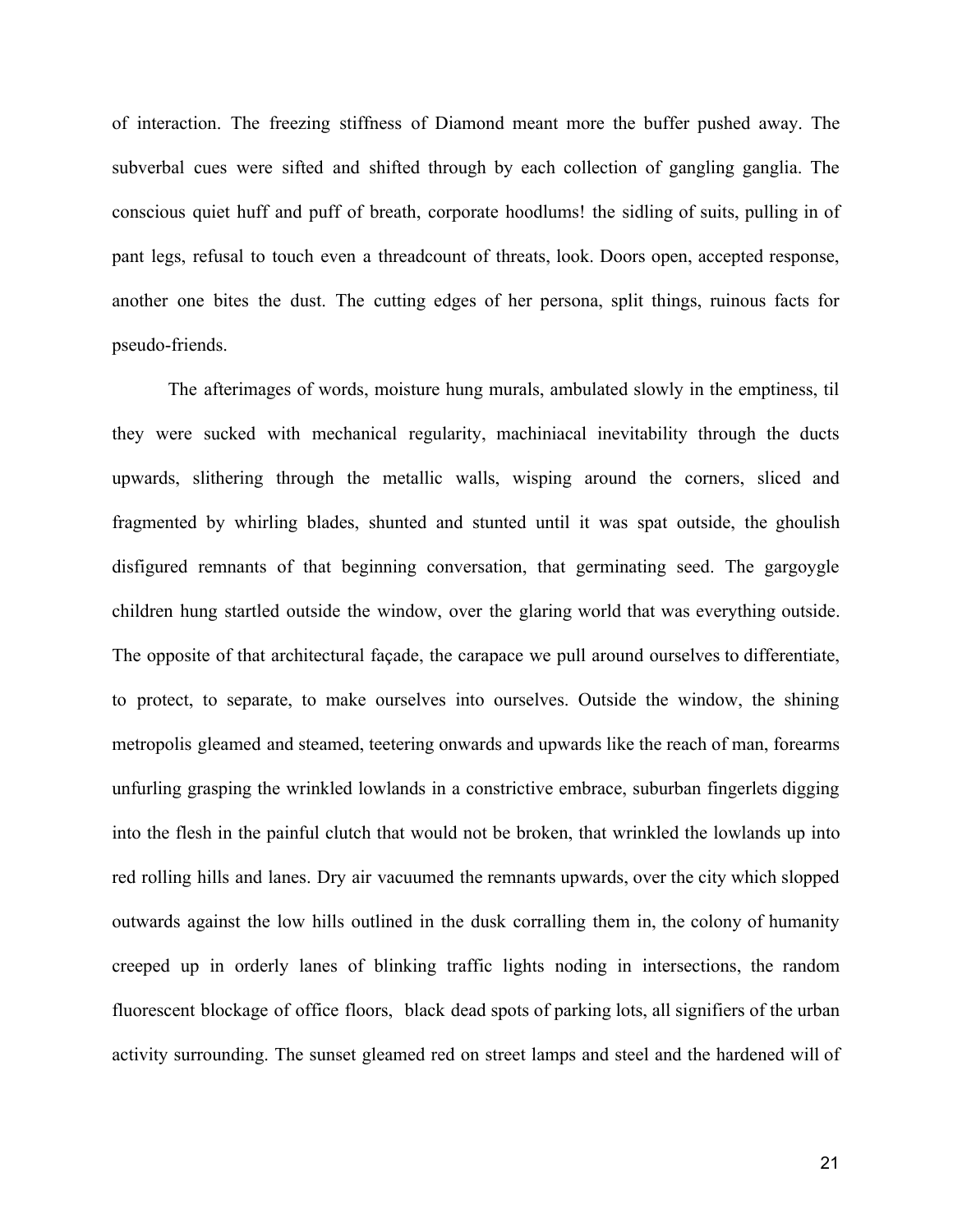of interaction. The freezing stiffness of Diamond meant more the buffer pushed away. The subverbal cues were sifted and shifted through by each collection of gangling ganglia. The conscious quiet huff and puff of breath, corporate hoodlums! the sidling of suits, pulling in of pant legs, refusal to touch even a threadcount of threats, look. Doors open, accepted response, another one bites the dust. The cutting edges of her persona, split things, ruinous facts for pseudo-friends.

The afterimages of words, moisture hung murals, ambulated slowly in the emptiness, til they were sucked with mechanical regularity, machiniacal inevitability through the ducts upwards, slithering through the metallic walls, wisping around the corners, sliced and fragmented by whirling blades, shunted and stunted until it was spat outside, the ghoulish disfigured remnants of that beginning conversation, that germinating seed. The gargoygle children hung startled outside the window, over the glaring world that was everything outside. The opposite of that architectural façade, the carapace we pull around ourselves to differentiate, to protect, to separate, to make ourselves into ourselves. Outside the window, the shining metropolis gleamed and steamed, teetering onwards and upwards like the reach of man, forearms unfurling grasping the wrinkled lowlands in a constrictive embrace, suburban fingerlets digging into the flesh in the painful clutch that would not be broken, that wrinkled the lowlands up into red rolling hills and lanes. Dry air vacuumed the remnants upwards, over the city which slopped outwards against the low hills outlined in the dusk corralling them in, the colony of humanity creeped up in orderly lanes of blinking traffic lights noding in intersections, the random fluorescent blockage of office floors, black dead spots of parking lots, all signifiers of the urban activity surrounding. The sunset gleamed red on street lamps and steel and the hardened will of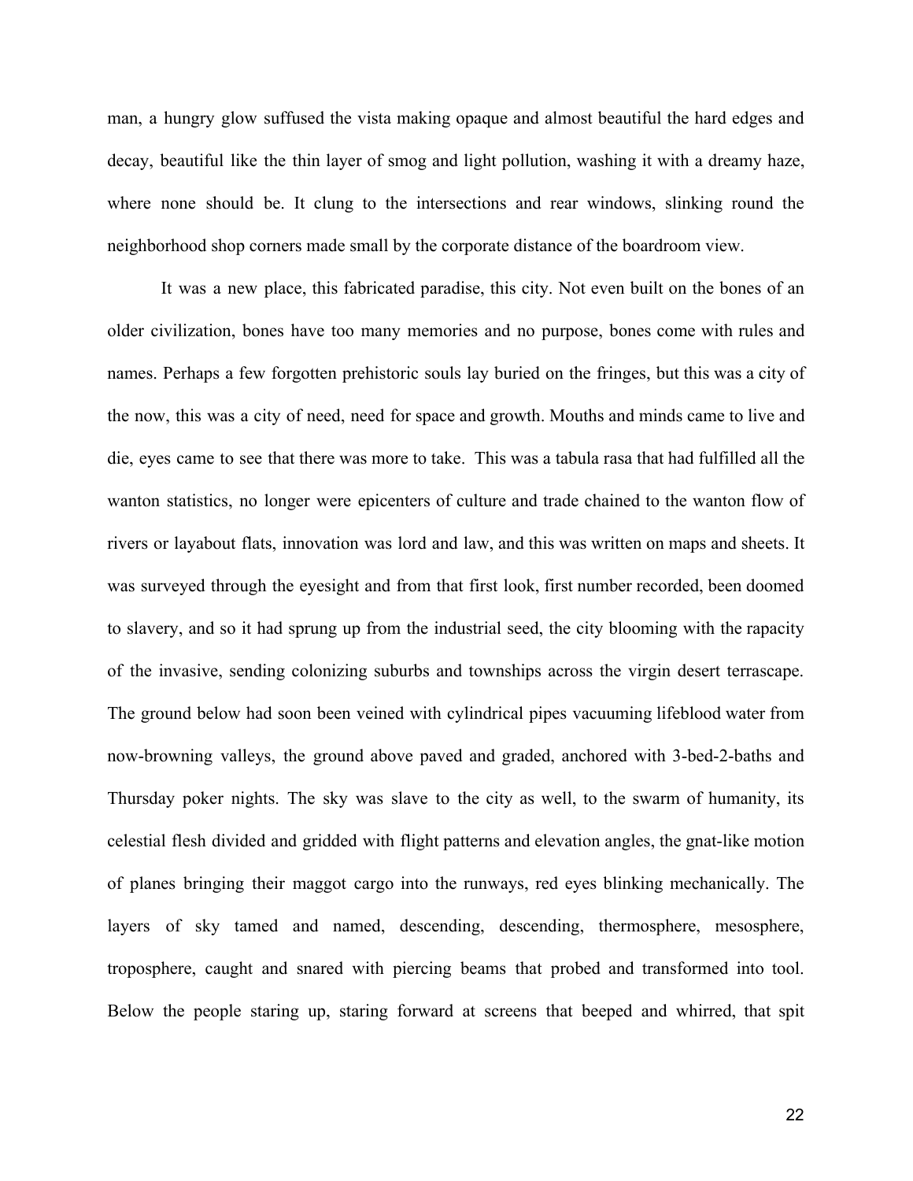man, a hungry glow suffused the vista making opaque and almost beautiful the hard edges and decay, beautiful like the thin layer of smog and light pollution, washing it with a dreamy haze, where none should be. It clung to the intersections and rear windows, slinking round the neighborhood shop corners made small by the corporate distance of the boardroom view.

It was a new place, this fabricated paradise, this city. Not even built on the bones of an older civilization, bones have too many memories and no purpose, bones come with rules and names. Perhaps a few forgotten prehistoric souls lay buried on the fringes, but this was a city of the now, this was a city of need, need for space and growth. Mouths and minds came to live and die, eyes came to see that there was more to take. This was a tabula rasa that had fulfilled all the wanton statistics, no longer were epicenters of culture and trade chained to the wanton flow of rivers or layabout flats, innovation was lord and law, and this was written on maps and sheets. It was surveyed through the eyesight and from that first look, first number recorded, been doomed to slavery, and so it had sprung up from the industrial seed, the city blooming with the rapacity of the invasive, sending colonizing suburbs and townships across the virgin desert terrascape. The ground below had soon been veined with cylindrical pipes vacuuming lifeblood water from now-browning valleys, the ground above paved and graded, anchored with 3-bed-2-baths and Thursday poker nights. The sky was slave to the city as well, to the swarm of humanity, its celestial flesh divided and gridded with flight patterns and elevation angles, the gnat-like motion of planes bringing their maggot cargo into the runways, red eyes blinking mechanically. The layers of sky tamed and named, descending, descending, thermosphere, mesosphere, troposphere, caught and snared with piercing beams that probed and transformed into tool. Below the people staring up, staring forward at screens that beeped and whirred, that spit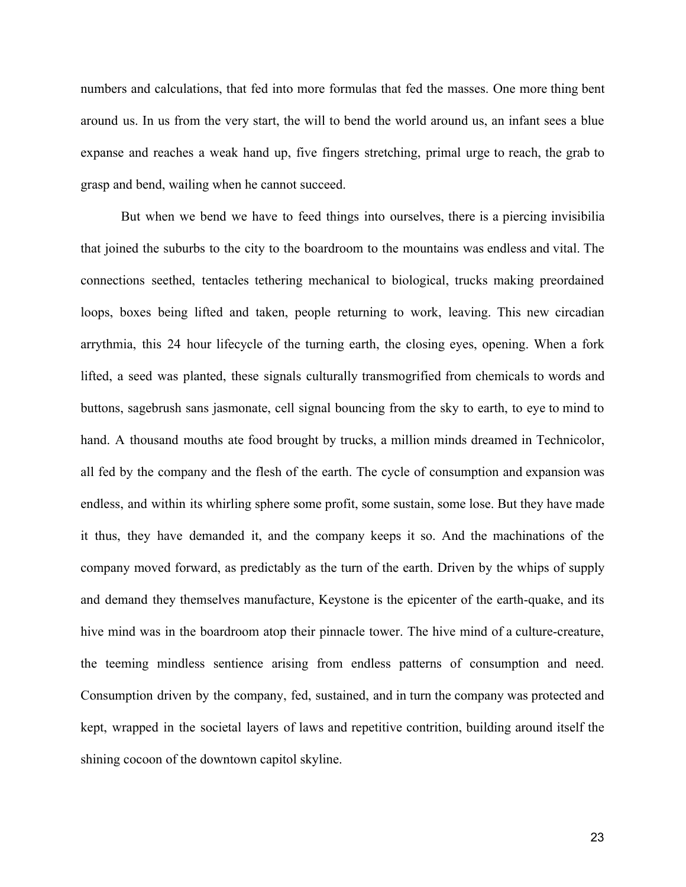numbers and calculations, that fed into more formulas that fed the masses. One more thing bent around us. In us from the very start, the will to bend the world around us, an infant sees a blue expanse and reaches a weak hand up, five fingers stretching, primal urge to reach, the grab to grasp and bend, wailing when he cannot succeed.

But when we bend we have to feed things into ourselves, there is a piercing invisibilia that joined the suburbs to the city to the boardroom to the mountains was endless and vital. The connections seethed, tentacles tethering mechanical to biological, trucks making preordained loops, boxes being lifted and taken, people returning to work, leaving. This new circadian arrythmia, this 24 hour lifecycle of the turning earth, the closing eyes, opening. When a fork lifted, a seed was planted, these signals culturally transmogrified from chemicals to words and buttons, sagebrush sans jasmonate, cell signal bouncing from the sky to earth, to eye to mind to hand. A thousand mouths ate food brought by trucks, a million minds dreamed in Technicolor, all fed by the company and the flesh of the earth. The cycle of consumption and expansion was endless, and within its whirling sphere some profit, some sustain, some lose. But they have made it thus, they have demanded it, and the company keeps it so. And the machinations of the company moved forward, as predictably as the turn of the earth. Driven by the whips of supply and demand they themselves manufacture, Keystone is the epicenter of the earth-quake, and its hive mind was in the boardroom atop their pinnacle tower. The hive mind of a culture-creature, the teeming mindless sentience arising from endless patterns of consumption and need. Consumption driven by the company, fed, sustained, and in turn the company was protected and kept, wrapped in the societal layers of laws and repetitive contrition, building around itself the shining cocoon of the downtown capitol skyline.